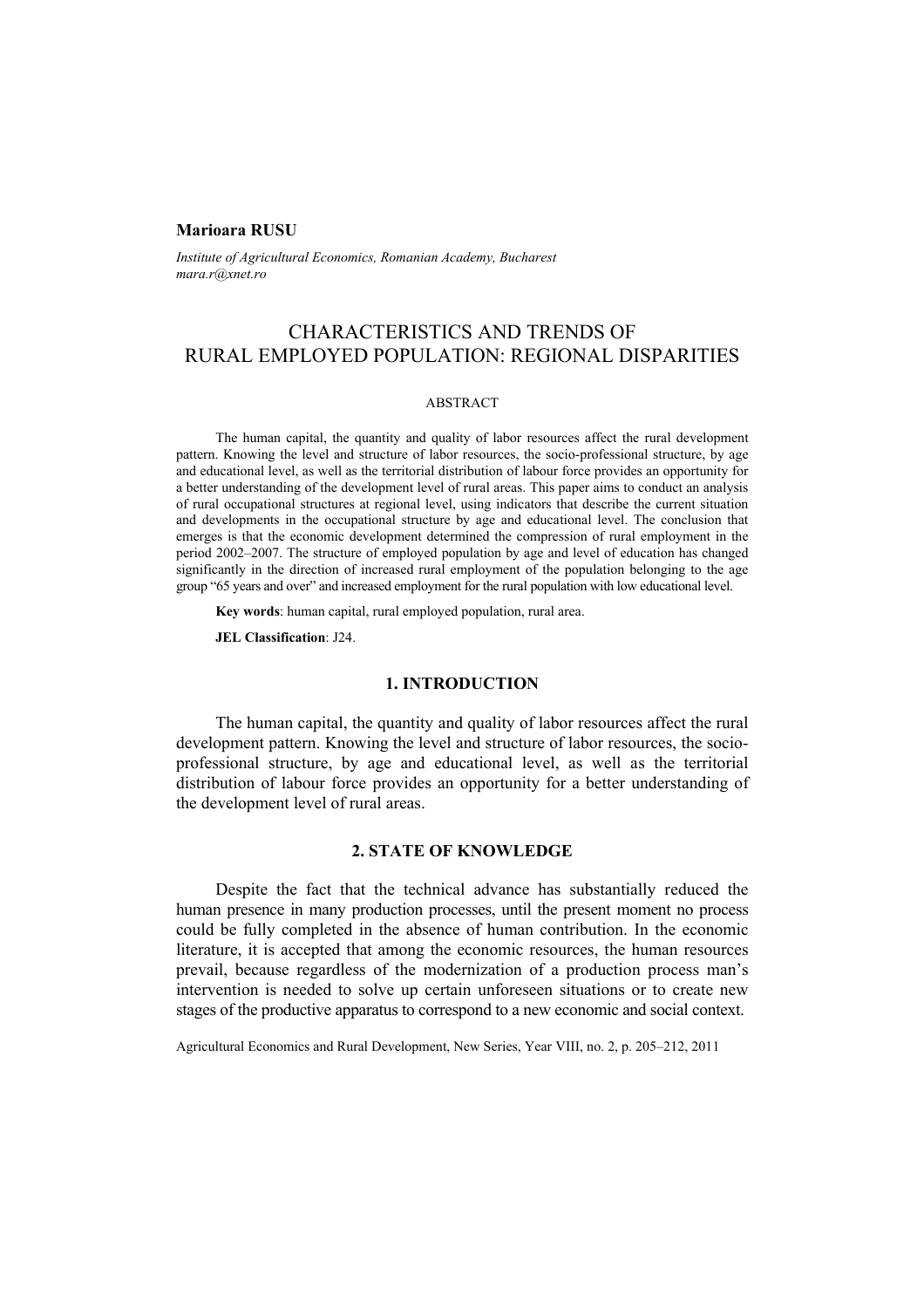**Marioara RUSU**

*Institute of Agricultural Economics, Romanian Academy, Bucharest*
*mara.r@xnet.ro*

# CHARACTERISTICS AND TRENDS OF RURAL EMPLOYED POPULATION: REGIONAL DISPARITIES

ABSTRACT

The human capital, the quantity and quality of labor resources affect the rural development pattern. Knowing the level and structure of labor resources, the socio-professional structure, by age and educational level, as well as the territorial distribution of labour force provides an opportunity for a better understanding of the development level of rural areas. This paper aims to conduct an analysis of rural occupational structures at regional level, using indicators that describe the current situation and developments in the occupational structure by age and educational level. The conclusion that emerges is that the economic development determined the compression of rural employment in the period 2002–2007. The structure of employed population by age and level of education has changed significantly in the direction of increased rural employment of the population belonging to the age group "65 years and over" and increased employment for the rural population with low educational level.

**Key words**: human capital, rural employed population, rural area.

**JEL Classification**: J24.

## 1. INTRODUCTION

The human capital, the quantity and quality of labor resources affect the rural development pattern. Knowing the level and structure of labor resources, the socio-professional structure, by age and educational level, as well as the territorial distribution of labour force provides an opportunity for a better understanding of the development level of rural areas.

## 2. STATE OF KNOWLEDGE

Despite the fact that the technical advance has substantially reduced the human presence in many production processes, until the present moment no process could be fully completed in the absence of human contribution. In the economic literature, it is accepted that among the economic resources, the human resources prevail, because regardless of the modernization of a production process man's intervention is needed to solve up certain unforeseen situations or to create new stages of the productive apparatus to correspond to a new economic and social context.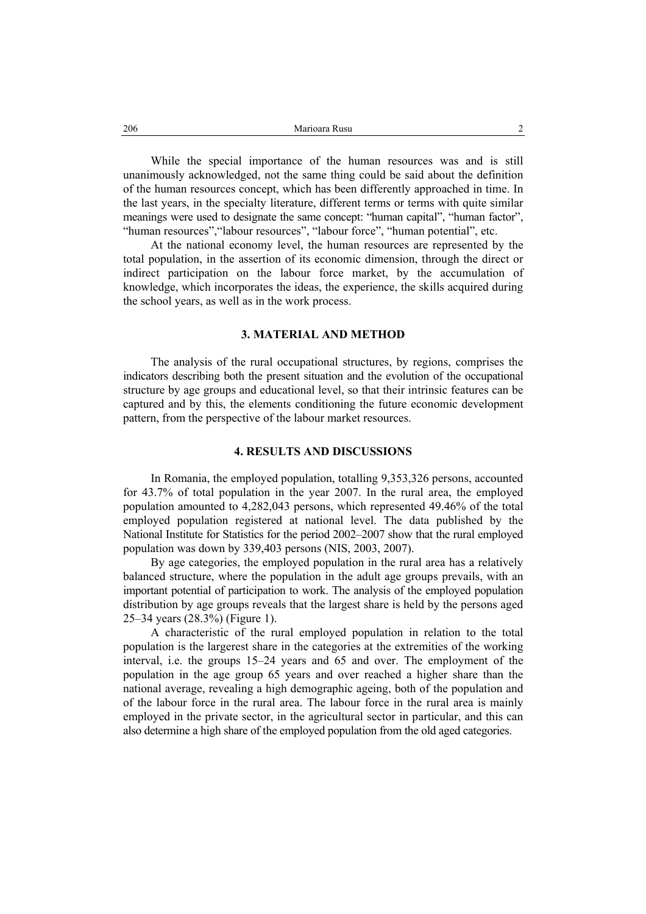While the special importance of the human resources was and is still unanimously acknowledged, not the same thing could be said about the definition of the human resources concept, which has been differently approached in time. In the last years, in the specialty literature, different terms or terms with quite similar meanings were used to designate the same concept: "human capital", "human factor", "human resources","labour resources", "labour force", "human potential", etc.

At the national economy level, the human resources are represented by the total population, in the assertion of its economic dimension, through the direct or indirect participation on the labour force market, by the accumulation of knowledge, which incorporates the ideas, the experience, the skills acquired during the school years, as well as in the work process.

## 3. MATERIAL AND METHOD

The analysis of the rural occupational structures, by regions, comprises the indicators describing both the present situation and the evolution of the occupational structure by age groups and educational level, so that their intrinsic features can be captured and by this, the elements conditioning the future economic development pattern, from the perspective of the labour market resources.

## 4. RESULTS AND DISCUSSIONS

In Romania, the employed population, totalling 9,353,326 persons, accounted for 43.7% of total population in the year 2007. In the rural area, the employed population amounted to 4,282,043 persons, which represented 49.46% of the total employed population registered at national level. The data published by the National Institute for Statistics for the period 2002–2007 show that the rural employed population was down by 339,403 persons (NIS, 2003, 2007).

By age categories, the employed population in the rural area has a relatively balanced structure, where the population in the adult age groups prevails, with an important potential of participation to work. The analysis of the employed population distribution by age groups reveals that the largest share is held by the persons aged 25–34 years (28.3%) (Figure 1).

A characteristic of the rural employed population in relation to the total population is the largerest share in the categories at the extremities of the working interval, i.e. the groups 15–24 years and 65 and over. The employment of the population in the age group 65 years and over reached a higher share than the national average, revealing a high demographic ageing, both of the population and of the labour force in the rural area. The labour force in the rural area is mainly employed in the private sector, in the agricultural sector in particular, and this can also determine a high share of the employed population from the old aged categories.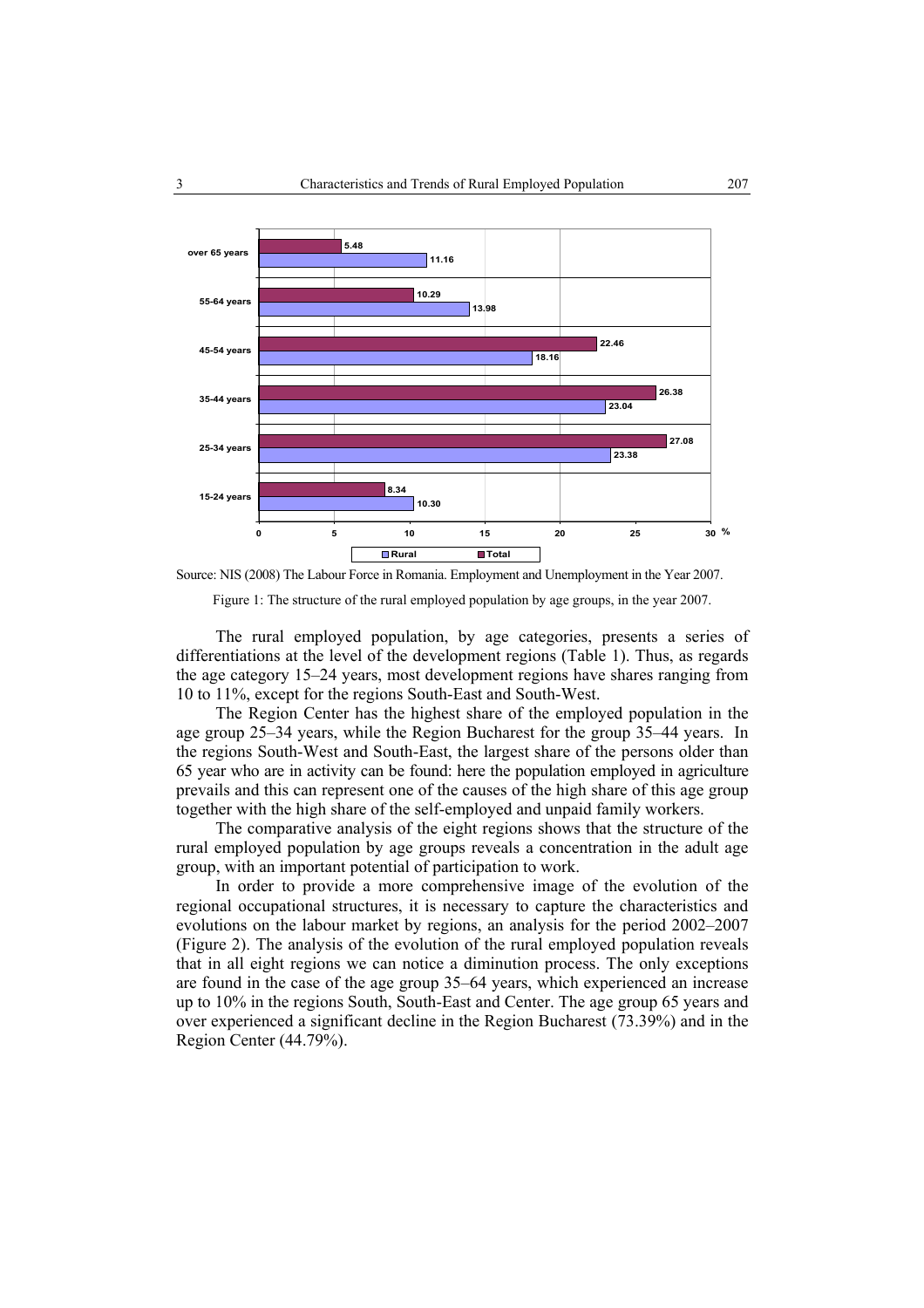Source: NIS (2008) The Labour Force in Romania. Employment and Unemployment in the Year 2007.

Figure 1: The structure of the rural employed population by age groups, in the year 2007.

The rural employed population, by age categories, presents a series of differentiations at the level of the development regions (Table 1). Thus, as regards the age category 15–24 years, most development regions have shares ranging from 10 to 11%, except for the regions South-East and South-West.

The Region Center has the highest share of the employed population in the age group 25–34 years, while the Region Bucharest for the group 35–44 years. In the regions South-West and South-East, the largest share of the persons older than 65 year who are in activity can be found: here the population employed in agriculture prevails and this can represent one of the causes of the high share of this age group together with the high share of the self-employed and unpaid family workers.

The comparative analysis of the eight regions shows that the structure of the rural employed population by age groups reveals a concentration in the adult age group, with an important potential of participation to work.

In order to provide a more comprehensive image of the evolution of the regional occupational structures, it is necessary to capture the characteristics and evolutions on the labour market by regions, an analysis for the period 2002–2007 (Figure 2). The analysis of the evolution of the rural employed population reveals that in all eight regions we can notice a diminution process. The only exceptions are found in the case of the age group 35–64 years, which experienced an increase up to 10% in the regions South, South-East and Center. The age group 65 years and over experienced a significant decline in the Region Bucharest (73.39%) and in the Region Center (44.79%).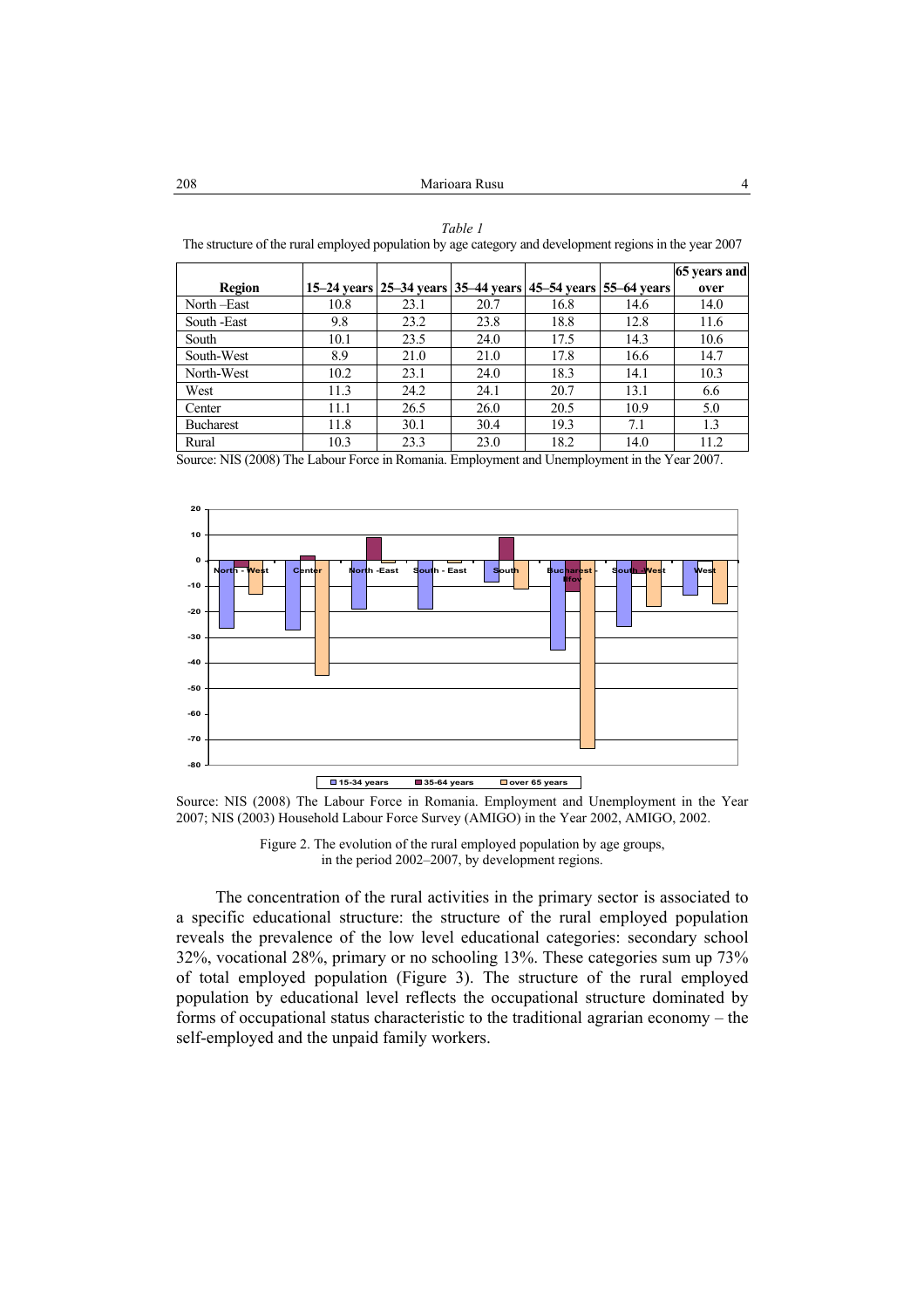*Table 1*

The structure of the rural employed population by age category and development regions in the year 2007

| Region | 15–24 years | 25–34 years | 35–44 years | 45–54 years | 55–64 years | 65 years and over |
|---|---|---|---|---|---|---|
| North –East | 10.8 | 23.1 | 20.7 | 16.8 | 14.6 | 14.0 |
| South -East | 9.8 | 23.2 | 23.8 | 18.8 | 12.8 | 11.6 |
| South | 10.1 | 23.5 | 24.0 | 17.5 | 14.3 | 10.6 |
| South-West | 8.9 | 21.0 | 21.0 | 17.8 | 16.6 | 14.7 |
| North-West | 10.2 | 23.1 | 24.0 | 18.3 | 14.1 | 10.3 |
| West | 11.3 | 24.2 | 24.1 | 20.7 | 13.1 | 6.6 |
| Center | 11.1 | 26.5 | 26.0 | 20.5 | 10.9 | 5.0 |
| Bucharest | 11.8 | 30.1 | 30.4 | 19.3 | 7.1 | 1.3 |
| Rural | 10.3 | 23.3 | 23.0 | 18.2 | 14.0 | 11.2 |

Source: NIS (2008) The Labour Force in Romania. Employment and Unemployment in the Year 2007.

Source: NIS (2008) The Labour Force in Romania. Employment and Unemployment in the Year 2007; NIS (2003) Household Labour Force Survey (AMIGO) in the Year 2002, AMIGO, 2002.

Figure 2. The evolution of the rural employed population by age groups, in the period 2002–2007, by development regions.

The concentration of the rural activities in the primary sector is associated to a specific educational structure: the structure of the rural employed population reveals the prevalence of the low level educational categories: secondary school 32%, vocational 28%, primary or no schooling 13%. These categories sum up 73% of total employed population (Figure 3). The structure of the rural employed population by educational level reflects the occupational structure dominated by forms of occupational status characteristic to the traditional agrarian economy – the self-employed and the unpaid family workers.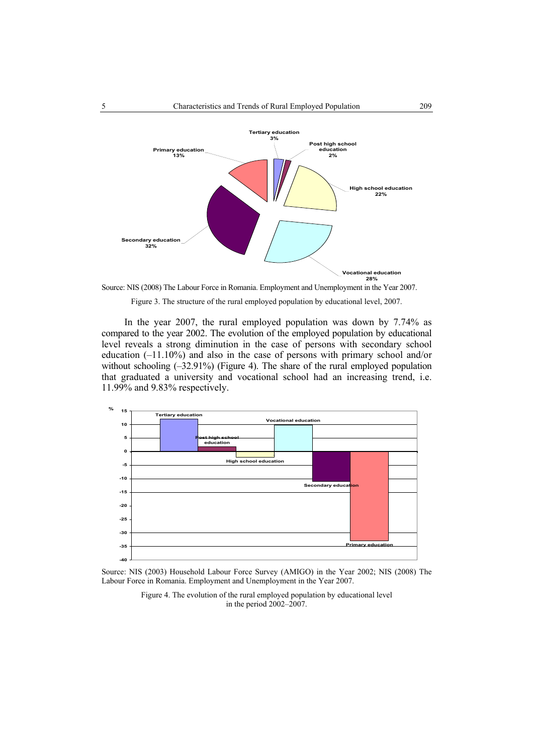Source: NIS (2008) The Labour Force in Romania. Employment and Unemployment in the Year 2007.

Figure 3. The structure of the rural employed population by educational level, 2007.

In the year 2007, the rural employed population was down by 7.74% as compared to the year 2002. The evolution of the employed population by educational level reveals a strong diminution in the case of persons with secondary school education (–11.10%) and also in the case of persons with primary school and/or without schooling (–32.91%) (Figure 4). The share of the rural employed population that graduated a university and vocational school had an increasing trend, i.e. 11.99% and 9.83% respectively.

Source: NIS (2003) Household Labour Force Survey (AMIGO) in the Year 2002; NIS (2008) The Labour Force in Romania. Employment and Unemployment in the Year 2007.

Figure 4. The evolution of the rural employed population by educational level in the period 2002–2007.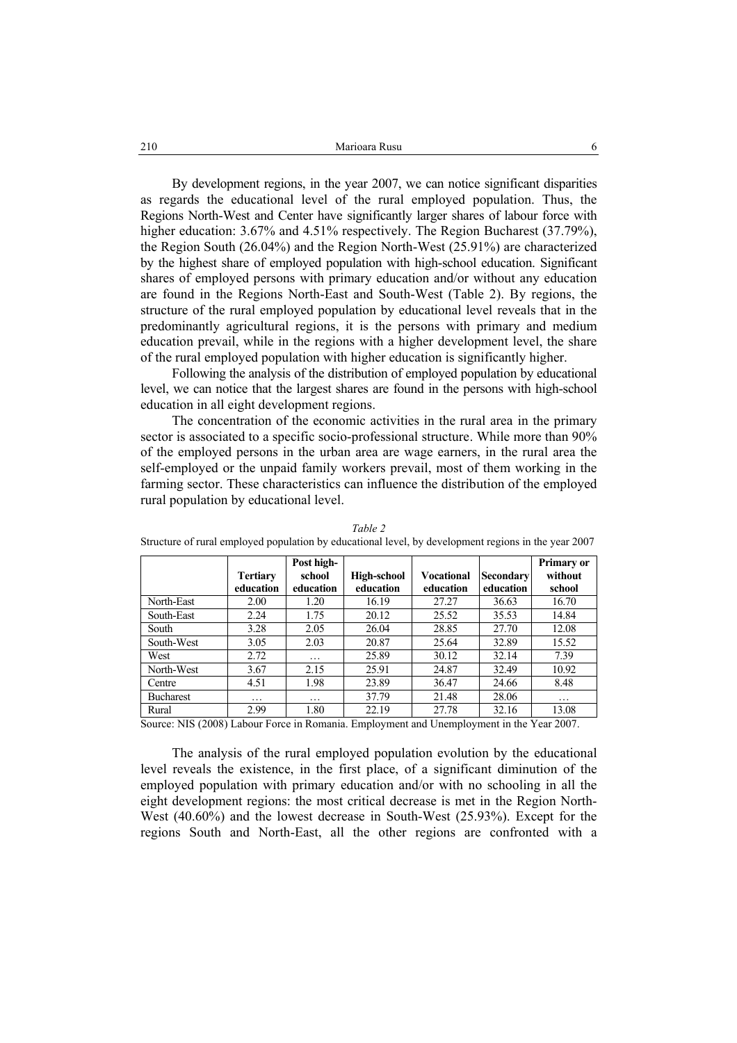By development regions, in the year 2007, we can notice significant disparities as regards the educational level of the rural employed population. Thus, the Regions North-West and Center have significantly larger shares of labour force with higher education: 3.67% and 4.51% respectively. The Region Bucharest (37.79%), the Region South (26.04%) and the Region North-West (25.91%) are characterized by the highest share of employed population with high-school education. Significant shares of employed persons with primary education and/or without any education are found in the Regions North-East and South-West (Table 2). By regions, the structure of the rural employed population by educational level reveals that in the predominantly agricultural regions, it is the persons with primary and medium education prevail, while in the regions with a higher development level, the share of the rural employed population with higher education is significantly higher.

Following the analysis of the distribution of employed population by educational level, we can notice that the largest shares are found in the persons with high-school education in all eight development regions.

The concentration of the economic activities in the rural area in the primary sector is associated to a specific socio-professional structure. While more than 90% of the employed persons in the urban area are wage earners, in the rural area the self-employed or the unpaid family workers prevail, most of them working in the farming sector. These characteristics can influence the distribution of the employed rural population by educational level.

*Table 2*

Structure of rural employed population by educational level, by development regions in the year 2007

| | Tertiary education | Post high-school education | High-school education | Vocational education | Secondary education | Primary or without school |
|---|---|---|---|---|---|---|
| North-East | 2.00 | 1.20 | 16.19 | 27.27 | 36.63 | 16.70 |
| South-East | 2.24 | 1.75 | 20.12 | 25.52 | 35.53 | 14.84 |
| South | 3.28 | 2.05 | 26.04 | 28.85 | 27.70 | 12.08 |
| South-West | 3.05 | 2.03 | 20.87 | 25.64 | 32.89 | 15.52 |
| West | 2.72 | … | 25.89 | 30.12 | 32.14 | 7.39 |
| North-West | 3.67 | 2.15 | 25.91 | 24.87 | 32.49 | 10.92 |
| Centre | 4.51 | 1.98 | 23.89 | 36.47 | 24.66 | 8.48 |
| Bucharest | … | … | 37.79 | 21.48 | 28.06 | … |
| Rural | 2.99 | 1.80 | 22.19 | 27.78 | 32.16 | 13.08 |

Source: NIS (2008) Labour Force in Romania. Employment and Unemployment in the Year 2007.

The analysis of the rural employed population evolution by the educational level reveals the existence, in the first place, of a significant diminution of the employed population with primary education and/or with no schooling in all the eight development regions: the most critical decrease is met in the Region North-West (40.60%) and the lowest decrease in South-West (25.93%). Except for the regions South and North-East, all the other regions are confronted with a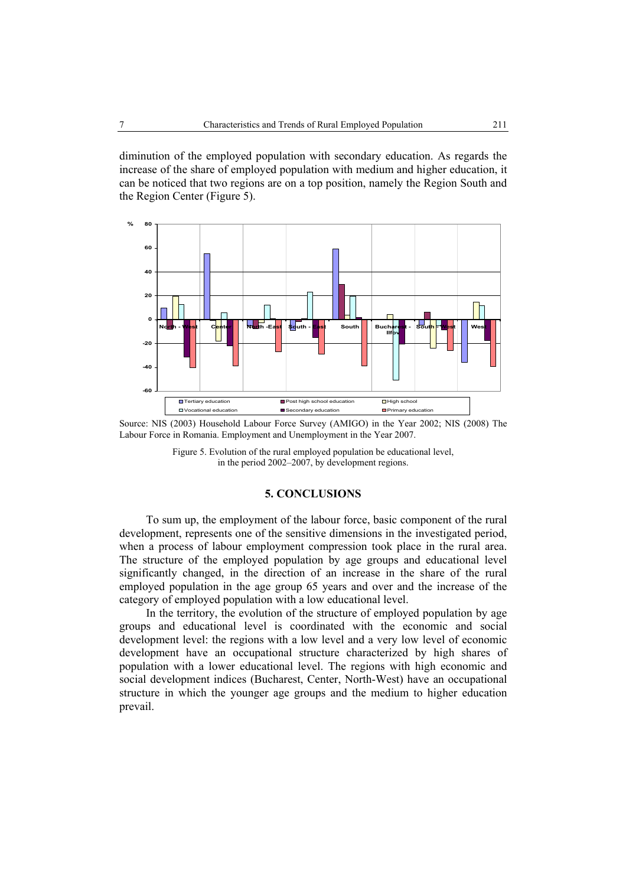diminution of the employed population with secondary education. As regards the increase of the share of employed population with medium and higher education, it can be noticed that two regions are on a top position, namely the Region South and the Region Center (Figure 5).

Source: NIS (2003) Household Labour Force Survey (AMIGO) in the Year 2002; NIS (2008) The Labour Force in Romania. Employment and Unemployment in the Year 2007.

Figure 5. Evolution of the rural employed population be educational level, in the period 2002–2007, by development regions.

## 5. CONCLUSIONS

To sum up, the employment of the labour force, basic component of the rural development, represents one of the sensitive dimensions in the investigated period, when a process of labour employment compression took place in the rural area. The structure of the employed population by age groups and educational level significantly changed, in the direction of an increase in the share of the rural employed population in the age group 65 years and over and the increase of the category of employed population with a low educational level.

In the territory, the evolution of the structure of employed population by age groups and educational level is coordinated with the economic and social development level: the regions with a low level and a very low level of economic development have an occupational structure characterized by high shares of population with a lower educational level. The regions with high economic and social development indices (Bucharest, Center, North-West) have an occupational structure in which the younger age groups and the medium to higher education prevail.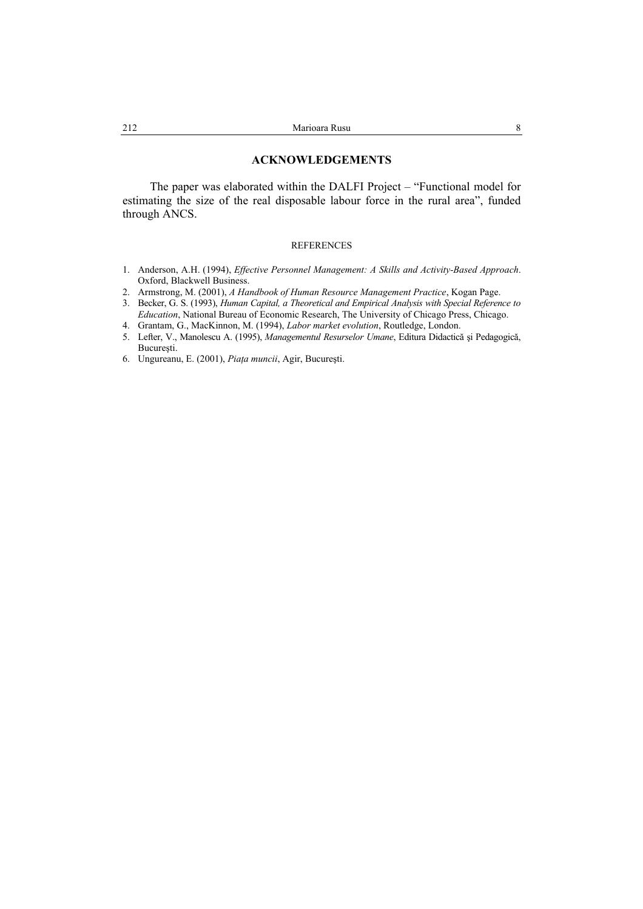## ACKNOWLEDGEMENTS

The paper was elaborated within the DALFI Project – "Functional model for estimating the size of the real disposable labour force in the rural area", funded through ANCS.

### REFERENCES

1. Anderson, A.H. (1994), *Effective Personnel Management: A Skills and Activity-Based Approach*. Oxford, Blackwell Business.
2. Armstrong, M. (2001), *A Handbook of Human Resource Management Practice*, Kogan Page.
3. Becker, G. S. (1993), *Human Capital, a Theoretical and Empirical Analysis with Special Reference to Education*, National Bureau of Economic Research, The University of Chicago Press, Chicago.
4. Grantam, G., MacKinnon, M. (1994), *Labor market evolution*, Routledge, London.
5. Lefter, V., Manolescu A. (1995), *Managementul Resurselor Umane*, Editura Didactică şi Pedagogică, Bucureşti.
6. Ungureanu, E. (2001), *Piaţa muncii*, Agir, Bucureşti.